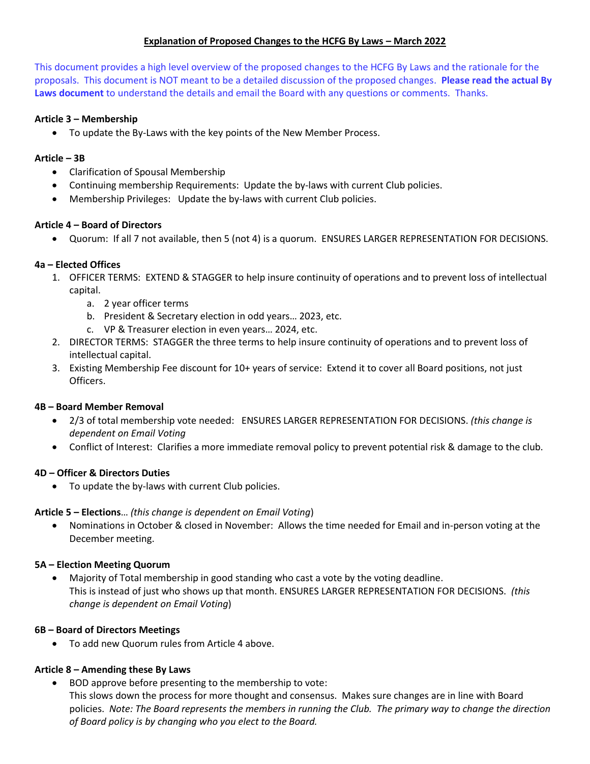# Explanation of Proposed Changes to the HCFG By Laws – March 2022

This document provides a high level overview of the proposed changes to the HCFG By Laws and the rationale for the proposals. This document is NOT meant to be a detailed discussion of the proposed changes. **Please read the actual By Laws document** to understand the details and email the Board with any questions or comments. Thanks.

**Article 3 – Membership**

- To update the By-Laws with the key points of the New Member Process.

**Article – 3B**

- Clarification of Spousal Membership
- Continuing membership Requirements: Update the by-laws with current Club policies.
- Membership Privileges: Update the by-laws with current Club policies.

**Article 4 – Board of Directors**

- Quorum: If all 7 not available, then 5 (not 4) is a quorum. ENSURES LARGER REPRESENTATION FOR DECISIONS.

**4a – Elected Offices**

1. OFFICER TERMS: EXTEND & STAGGER to help insure continuity of operations and to prevent loss of intellectual capital.
   a. 2 year officer terms
   b. President & Secretary election in odd years… 2023, etc.
   c. VP & Treasurer election in even years… 2024, etc.
2. DIRECTOR TERMS: STAGGER the three terms to help insure continuity of operations and to prevent loss of intellectual capital.
3. Existing Membership Fee discount for 10+ years of service: Extend it to cover all Board positions, not just Officers.

**4B – Board Member Removal**

- 2/3 of total membership vote needed: ENSURES LARGER REPRESENTATION FOR DECISIONS. *(this change is dependent on Email Voting*
- Conflict of Interest: Clarifies a more immediate removal policy to prevent potential risk & damage to the club.

**4D – Officer & Directors Duties**

- To update the by-laws with current Club policies.

**Article 5 – Elections**… *(this change is dependent on Email Voting*)

- Nominations in October & closed in November: Allows the time needed for Email and in-person voting at the December meeting.

**5A – Election Meeting Quorum**

- Majority of Total membership in good standing who cast a vote by the voting deadline.
  This is instead of just who shows up that month. ENSURES LARGER REPRESENTATION FOR DECISIONS. *(this change is dependent on Email Voting*)

**6B – Board of Directors Meetings**

- To add new Quorum rules from Article 4 above.

**Article 8 – Amending these By Laws**

- BOD approve before presenting to the membership to vote:
  This slows down the process for more thought and consensus. Makes sure changes are in line with Board policies. *Note: The Board represents the members in running the Club. The primary way to change the direction of Board policy is by changing who you elect to the Board.*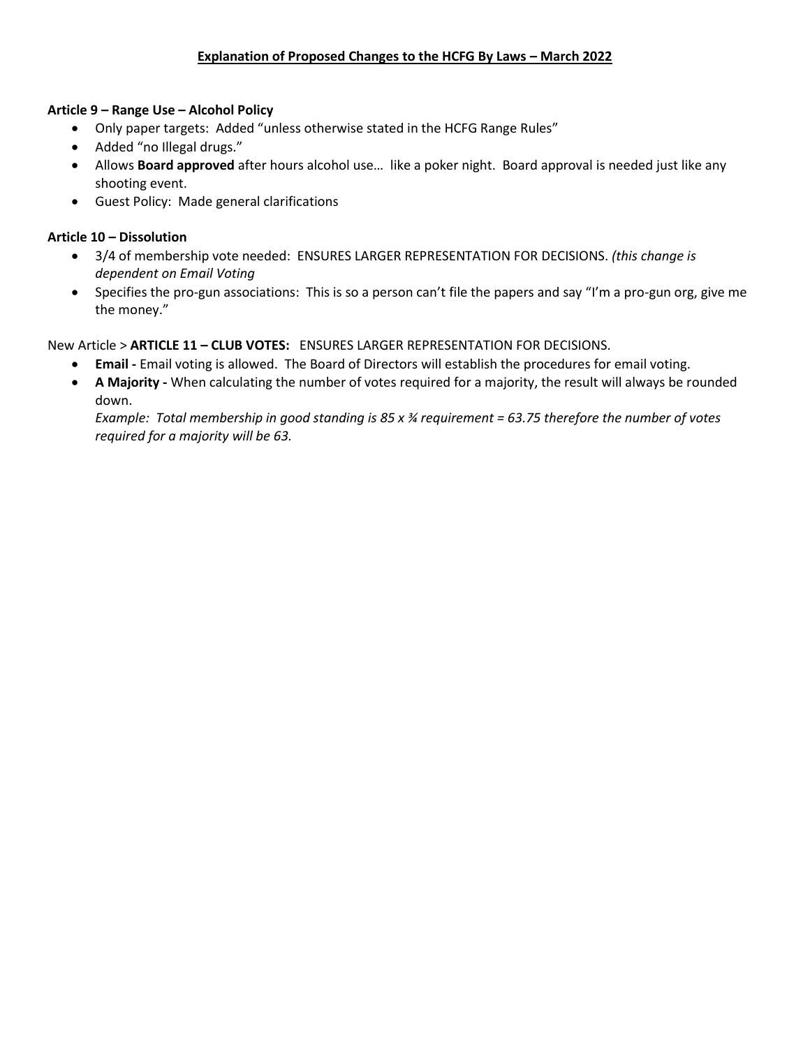# Explanation of Proposed Changes to the HCFG By Laws – March 2022

**Article 9 – Range Use – Alcohol Policy**

- Only paper targets: Added "unless otherwise stated in the HCFG Range Rules"
- Added "no Illegal drugs."
- Allows **Board approved** after hours alcohol use… like a poker night. Board approval is needed just like any shooting event.
- Guest Policy: Made general clarifications

**Article 10 – Dissolution**

- 3/4 of membership vote needed: ENSURES LARGER REPRESENTATION FOR DECISIONS. *(this change is dependent on Email Voting*
- Specifies the pro-gun associations: This is so a person can't file the papers and say "I'm a pro-gun org, give me the money."

New Article > **ARTICLE 11 – CLUB VOTES:** ENSURES LARGER REPRESENTATION FOR DECISIONS.

- **Email -** Email voting is allowed. The Board of Directors will establish the procedures for email voting.
- **A Majority -** When calculating the number of votes required for a majority, the result will always be rounded down.
  *Example: Total membership in good standing is 85 x ¾ requirement = 63.75 therefore the number of votes required for a majority will be 63.*